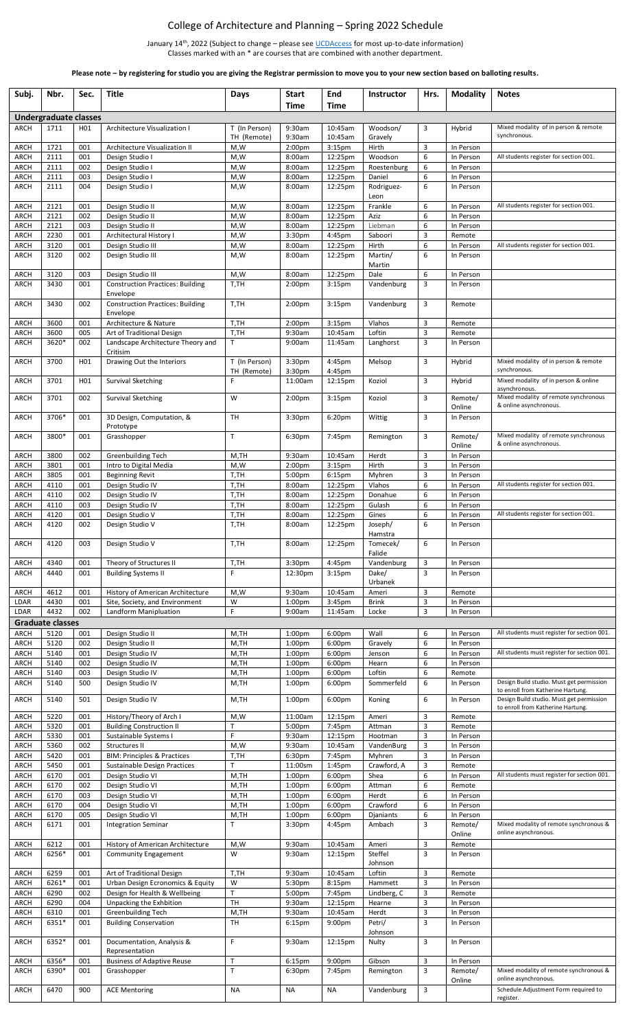# College of Architecture and Planning – Spring 2022 Schedule

January 14th, 2022 (Subject to change – please see UCDAccess for most up-to-date information)
Classes marked with an * are courses that are combined with another department.

**Please note – by registering for studio you are giving the Registrar permission to move you to your new section based on balloting results.**

| Subj. | Nbr. | Sec. | Title | Days | Start Time | End Time | Instructor | Hrs. | Modality | Notes |
|---|---|---|---|---|---|---|---|---|---|---|
| **Undergraduate classes** | | | | | | | | | | |
| ARCH | 1711 | H01 | Architecture Visualization I | T (In Person) TH (Remote) | 9:30am 9:30am | 10:45am 10:45am | Woodson/ Gravely | 3 | Hybrid | Mixed modality of in person & remote synchronous. |
| ARCH | 1721 | 001 | Architecture Visualization II | M,W | 2:00pm | 3:15pm | Hirth | 3 | In Person | |
| ARCH | 2111 | 001 | Design Studio I | M,W | 8:00am | 12:25pm | Woodson | 6 | In Person | All students register for section 001. |
| ARCH | 2111 | 002 | Design Studio I | M,W | 8:00am | 12:25pm | Roestenburg | 6 | In Person | |
| ARCH | 2111 | 003 | Design Studio I | M,W | 8:00am | 12:25pm | Daniel | 6 | In Person | |
| ARCH | 2111 | 004 | Design Studio I | M,W | 8:00am | 12:25pm | Rodriguez-Leon | 6 | In Person | |
| ARCH | 2121 | 001 | Design Studio II | M,W | 8:00am | 12:25pm | Frankle | 6 | In Person | All students register for section 001. |
| ARCH | 2121 | 002 | Design Studio II | M,W | 8:00am | 12:25pm | Aziz | 6 | In Person | |
| ARCH | 2121 | 003 | Design Studio II | M,W | 8:00am | 12:25pm | Liebman | 6 | In Person | |
| ARCH | 2230 | 001 | Architectural History I | M,W | 3:30pm | 4:45pm | Saboori | 3 | Remote | |
| ARCH | 3120 | 001 | Design Studio III | M,W | 8:00am | 12:25pm | Hirth | 6 | In Person | All students register for section 001. |
| ARCH | 3120 | 002 | Design Studio III | M,W | 8:00am | 12:25pm | Martin/ Martin | 6 | In Person | |
| ARCH | 3120 | 003 | Design Studio III | M,W | 8:00am | 12:25pm | Dale | 6 | In Person | |
| ARCH | 3430 | 001 | Construction Practices: Building Envelope | T,TH | 2:00pm | 3:15pm | Vandenburg | 3 | In Person | |
| ARCH | 3430 | 002 | Construction Practices: Building Envelope | T,TH | 2:00pm | 3:15pm | Vandenburg | 3 | Remote | |
| ARCH | 3600 | 001 | Architecture & Nature | T,TH | 2:00pm | 3:15pm | Vlahos | 3 | Remote | |
| ARCH | 3600 | 005 | Art of Traditional Design | T,TH | 9:30am | 10:45am | Loftin | 3 | Remote | |
| ARCH | 3620* | 002 | Landscape Architecture Theory and Critism | T | 9:00am | 11:45am | Langhorst | 3 | In Person | |
| ARCH | 3700 | H01 | Drawing Out the Interiors | T (In Person) TH (Remote) | 3:30pm 3:30pm | 4:45pm 4:45pm | Melsop | 3 | Hybrid | Mixed modality of in person & remote synchronous. |
| ARCH | 3701 | H01 | Survival Sketching | F | 11:00am | 12:15pm | Koziol | 3 | Hybrid | Mixed modality of in person & online asynchronous. |
| ARCH | 3701 | 002 | Survival Sketching | W | 2:00pm | 3:15pm | Koziol | 3 | Remote/ Online | Mixed modality of remote synchronous & online asynchronous. |
| ARCH | 3706* | 001 | 3D Design, Computation, & Prototype | TH | 3:30pm | 6:20pm | Wittig | 3 | In Person | |
| ARCH | 3800* | 001 | Grasshopper | T | 6:30pm | 7:45pm | Remington | 3 | Remote/ Online | Mixed modality of remote synchronous & online asynchronous. |
| ARCH | 3800 | 002 | Greenbuilding Tech | M,TH | 9:30am | 10:45am | Herdt | 3 | In Person | |
| ARCH | 3801 | 001 | Intro to Digital Media | M,W | 2:00pm | 3:15pm | Hirth | 3 | In Person | |
| ARCH | 3805 | 001 | Beginning Revit | T,TH | 5:00pm | 6:15pm | Myhren | 3 | In Person | |
| ARCH | 4110 | 001 | Design Studio IV | T,TH | 8:00am | 12:25pm | Vlahos | 6 | In Person | All students register for section 001. |
| ARCH | 4110 | 002 | Design Studio IV | T,TH | 8:00am | 12:25pm | Donahue | 6 | In Person | |
| ARCH | 4110 | 003 | Design Studio IV | T,TH | 8:00am | 12:25pm | Gulash | 6 | In Person | |
| ARCH | 4120 | 001 | Design Studio V | T,TH | 8:00am | 12:25pm | Gines | 6 | In Person | All students register for section 001. |
| ARCH | 4120 | 002 | Design Studio V | T,TH | 8:00am | 12:25pm | Joseph/ Hamstra | 6 | In Person | |
| ARCH | 4120 | 003 | Design Studio V | T,TH | 8:00am | 12:25pm | Tomecek/ Falide | 6 | In Person | |
| ARCH | 4340 | 001 | Theory of Structures II | T,TH | 3:30pm | 4:45pm | Vandenburg | 3 | In Person | |
| ARCH | 4440 | 001 | Building Systems II | F | 12:30pm | 3:15pm | Dake/ Urbanek | 3 | In Person | |
| ARCH | 4612 | 001 | History of American Architecture | M,W | 9:30am | 10:45am | Ameri | 3 | Remote | |
| LDAR | 4430 | 001 | Site, Society, and Environment | W | 1:00pm | 3:45pm | Brink | 3 | In Person | |
| LDAR | 4432 | 002 | Landform Manipluation | F | 9:00am | 11:45am | Locke | 3 | In Person | |
| **Graduate classes** | | | | | | | | | | |
| ARCH | 5120 | 001 | Design Studio II | M,TH | 1:00pm | 6:00pm | Wall | 6 | In Person | All students must register for section 001. |
| ARCH | 5120 | 002 | Design Studio II | M,TH | 1:00pm | 6:00pm | Gravely | 6 | In Person | |
| ARCH | 5140 | 001 | Design Studio IV | M,TH | 1:00pm | 6:00pm | Jenson | 6 | In Person | All students must register for section 001. |
| ARCH | 5140 | 002 | Design Studio IV | M,TH | 1:00pm | 6:00pm | Hearn | 6 | In Person | |
| ARCH | 5140 | 003 | Design Studio IV | M,TH | 1:00pm | 6:00pm | Loftin | 6 | Remote | |
| ARCH | 5140 | 500 | Design Studio IV | M,TH | 1:00pm | 6:00pm | Sommerfeld | 6 | In Person | Design Build studio. Must get permission to enroll from Katherine Hartung. |
| ARCH | 5140 | 501 | Design Studio IV | M,TH | 1:00pm | 6:00pm | Koning | 6 | In Person | Design Build studio. Must get permission to enroll from Katherine Hartung. |
| ARCH | 5220 | 001 | History/Theory of Arch I | M,W | 11:00am | 12:15pm | Ameri | 3 | Remote | |
| ARCH | 5320 | 001 | Building Construction II | T | 5:00pm | 7:45pm | Attman | 3 | Remote | |
| ARCH | 5330 | 001 | Sustainable Systems I | F | 9:30am | 12:15pm | Hootman | 3 | In Person | |
| ARCH | 5360 | 002 | Structures II | M,W | 9:30am | 10:45am | VandenBurg | 3 | In Person | |
| ARCH | 5420 | 001 | BIM: Principles & Practices | T,TH | 6:30pm | 7:45pm | Myhren | 3 | In Person | |
| ARCH | 5450 | 001 | Sustainable Design Practices | T | 11:00sm | 1:45pm | Crawford, A | 3 | Remote | |
| ARCH | 6170 | 001 | Design Studio VI | M,TH | 1:00pm | 6:00pm | Shea | 6 | In Person | All students must register for section 001. |
| ARCH | 6170 | 002 | Design Studio VI | M,TH | 1:00pm | 6:00pm | Attman | 6 | Remote | |
| ARCH | 6170 | 003 | Design Studio VI | M,TH | 1:00pm | 6:00pm | Herdt | 6 | In Person | |
| ARCH | 6170 | 004 | Design Studio VI | M,TH | 1:00pm | 6:00pm | Crawford | 6 | In Person | |
| ARCH | 6170 | 005 | Design Studio VI | M,TH | 1:00pm | 6:00pm | Djaniants | 6 | In Person | |
| ARCH | 6171 | 001 | Integration Seminar | T | 3:30pm | 4:45pm | Ambach | 3 | Remote/ Online | Mixed modality of remote synchronous & online asynchronous. |
| ARCH | 6212 | 001 | History of American Architecture | M,W | 9:30am | 10:45am | Ameri | 3 | Remote | |
| ARCH | 6256* | 001 | Community Engagement | W | 9:30am | 12:15pm | Steffel Johnson | 3 | In Person | |
| ARCH | 6259 | 001 | Art of Traditional Design | T,TH | 9:30am | 10:45am | Loftin | 3 | Remote | |
| ARCH | 6261* | 001 | Urban Design Economics & Equity | W | 5:30pm | 8:15pm | Hammett | 3 | In Person | |
| ARCH | 6290 | 002 | Design for Health & Wellbeing | T | 5:00pm | 7:45pm | Lindberg, C | 3 | Remote | |
| ARCH | 6290 | 004 | Unpacking the Exhbition | TH | 9:30am | 12:15pm | Hearne | 3 | In Person | |
| ARCH | 6310 | 001 | Greenbuilding Tech | M,TH | 9:30am | 10:45am | Herdt | 3 | In Person | |
| ARCH | 6351* | 001 | Building Conservation | TH | 6:15pm | 9:00pm | Petri/ Johnson | 3 | In Person | |
| ARCH | 6352* | 001 | Documentation, Analysis & Representation | F | 9:30am | 12:15pm | Nulty | 3 | In Person | |
| ARCH | 6356* | 001 | Business of Adaptive Reuse | T | 6:15pm | 9:00pm | Gibson | 3 | In Person | |
| ARCH | 6390* | 001 | Grasshopper | T | 6:30pm | 7:45pm | Remington | 3 | Remote/ Online | Mixed modality of remote synchronous & online asynchronous. |
| ARCH | 6470 | 900 | ACE Mentoring | NA | NA | NA | Vandenburg | 3 | | Schedule Adjustment Form required to register. |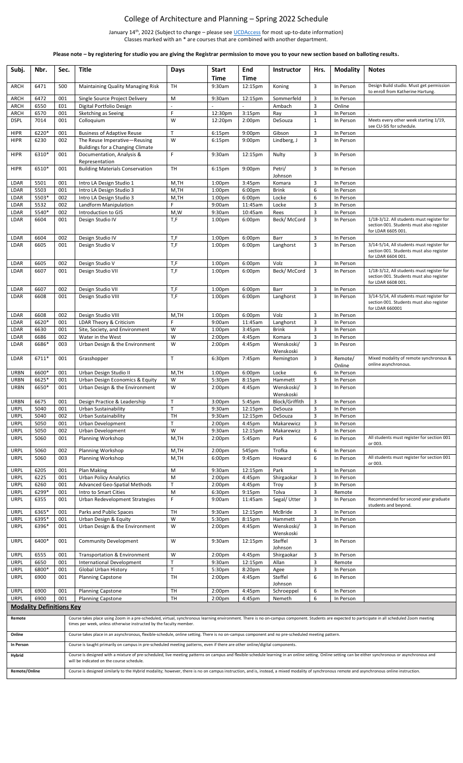# College of Architecture and Planning – Spring 2022 Schedule

January 14th, 2022 (Subject to change – please see UCDAccess for most up-to-date information)
Classes marked with an * are courses that are combined with another department.

**Please note – by registering for studio you are giving the Registrar permission to move you to your new section based on balloting results.**

| Subj. | Nbr. | Sec. | Title | Days | Start Time | End Time | Instructor | Hrs. | Modality | Notes |
|---|---|---|---|---|---|---|---|---|---|---|
| ARCH | 6471 | 500 | Maintaining Quality Managing Risk | TH | 9:30am | 12:15pm | Koning | 3 | In Person | Design Build studio. Must get permission to enroll from Katherine Hartung. |
| ARCH | 6472 | 001 | Single Source Project Delivery | M | 9:30am | 12:15pm | Sommerfeld | 3 | In Person | |
| ARCH | 6550 | E01 | Digital Portfolio Design | - | - | - | Ambach | 3 | Online | |
| ARCH | 6570 | 001 | Sketching as Seeing | F | 12:30pm | 3:15pm | Ray | 3 | In Person | |
| DSPL | 7014 | 001 | Colloquium | W | 12:20pm | 2:00pm | DeSouza | 1 | In Person | Meets every other week starting 1/19, see CU-SIS for schedule. |
| HIPR | 6220* | 001 | Business of Adaptive Reuse | T | 6:15pm | 9:00pm | Gibson | 3 | In Person | |
| HIPR | 6230 | 002 | The Reuse Imperative—Reusing Buildings for a Changing Climate | W | 6:15pm | 9:00pm | Lindberg, J | 3 | In Person | |
| HIPR | 6310* | 001 | Documentation, Analysis & Representation | F | 9:30am | 12:15pm | Nulty | 3 | In Person | |
| HIPR | 6510* | 001 | Building Materials Conservation | TH | 6:15pm | 9:00pm | Petri/ Johnson | 3 | In Person | |
| LDAR | 5501 | 001 | Intro LA Design Studio 1 | M,TH | 1:00pm | 3:45pm | Komara | 3 | In Person | |
| LDAR | 5503 | 001 | Intro LA Design Studio 3 | M,TH | 1:00pm | 6:00pm | Brink | 6 | In Person | |
| LDAR | 5503* | 002 | Intro LA Design Studio 3 | M,TH | 1:00pm | 6:00pm | Locke | 6 | In Person | |
| LDAR | 5532 | 002 | Landform Manipulation | F | 9:00am | 11:45am | Locke | 3 | In Person | |
| LDAR | 5540* | 002 | Introduction to GIS | M,W | 9:30am | 10:45am | Rees | 3 | In Person | |
| LDAR | 6604 | 001 | Design Studio IV | T,F | 1:00pm | 6:00pm | Beck/ McCord | 3 | In Person | 1/18-3/12. All students must register for section 001. Students must also register for LDAR 6605 001. |
| LDAR | 6604 | 002 | Design Studio IV | T,F | 1:00pm | 6:00pm | Barr | 3 | In Person | |
| LDAR | 6605 | 001 | Design Studio V | T,F | 1:00pm | 6:00pm | Langhorst | 3 | In Person | 3/14-5/14, All students must register for section 001. Students must also register for LDAR 6604 001. |
| LDAR | 6605 | 002 | Design Studio V | T,F | 1:00pm | 6:00pm | Volz | 3 | In Person | |
| LDAR | 6607 | 001 | Design Studio VII | T,F | 1:00pm | 6:00pm | Beck/ McCord | 3 | In Person | 1/18-3/12, All students must register for section 001. Students must also register for LDAR 6608 001. |
| LDAR | 6607 | 002 | Design Studio VII | T,F | 1:00pm | 6:00pm | Barr | 3 | In Person | |
| LDAR | 6608 | 001 | Design Studio VIII | T,F | 1:00pm | 6:00pm | Langhorst | 3 | In Person | 3/14-5/14, All students must register for section 001. Students must also register for LDAR 660001 |
| LDAR | 6608 | 002 | Design Studio VIII | M,TH | 1:00pm | 6:00pm | Volz | 3 | In Person | |
| LDAR | 6620* | 001 | LDAR Theory & Criticism | F | 9:00am | 11:45am | Langhorst | 3 | In Person | |
| LDAR | 6630 | 001 | Site, Society, and Environment | W | 1:00pm | 3:45pm | Brink | 3 | In Person | |
| LDAR | 6686 | 002 | Water in the West | W | 2:00pm | 4:45pm | Komara | 3 | In Person | |
| LDAR | 6686* | 003 | Urban Design & the Environment | W | 2:00pm | 4:45pm | Wenskoski/ Wenskoski | 3 | In Person | |
| LDAR | 6711* | 001 | Grasshopper | T | 6:30pm | 7:45pm | Remington | 3 | Remote/ Online | Mixed modality of remote synchronous & online asynchronous. |
| URBN | 6600* | 001 | Urban Design Studio II | M,TH | 1:00pm | 6:00pm | Locke | 6 | In Person | |
| URBN | 6625* | 001 | Urban Design Economics & Equity | W | 5:30pm | 8:15pm | Hammett | 3 | In Person | |
| URBN | 6650* | 001 | Urban Design & the Environment | W | 2:00pm | 4:45pm | Wenskoski/ Wenskoski | 3 | In Person | |
| URBN | 6675 | 001 | Design Practice & Leadership | T | 3:00pm | 5:45pm | Block/Griffith | 3 | In Person | |
| URPL | 5040 | 001 | Urban Sustainability | T | 9:30am | 12:15pm | DeSouza | 3 | In Person | |
| URPL | 5040 | 002 | Urban Sustainability | TH | 9:30am | 12:15pm | DeSouza | 3 | In Person | |
| URPL | 5050 | 001 | Urban Development | T | 2:00pm | 4:45pm | Makarewicz | 3 | In Person | |
| URPL | 5050 | 002 | Urban Development | W | 9:30am | 12:15pm | Makarewicz | 3 | In Person | |
| URPL | 5060 | 001 | Planning Workshop | M,TH | 2:00pm | 5:45pm | Park | 6 | In Person | All students must register for section 001 or 003. |
| URPL | 5060 | 002 | Planning Workshop | M,TH | 2:00pm | 545pm | Trofka | 6 | In Person | |
| URPL | 5060 | 003 | Planning Workshop | M,TH | 6:00pm | 9:45pm | Howard | 6 | In Person | All students must register for section 001 or 003. |
| URPL | 6205 | 001 | Plan Making | M | 9:30am | 12:15pm | Park | 3 | In Person | |
| URPL | 6225 | 001 | Urban Policy Analytics | M | 2:00pm | 4:45pm | Shirgaokar | 3 | In Person | |
| URPL | 6260 | 001 | Advanced Geo-Spatial Methods | T | 2:00pm | 4:45pm | Troy | 3 | In Person | |
| URPL | 6299* | 001 | Intro to Smart Cities | M | 6:30pm | 9:15pm | Tolva | 3 | Remote | |
| URPL | 6355 | 001 | Urban Redevelopment Strategies | F | 9:00am | 11:45am | Segal/ Utter | 3 | In Person | Recommended for second year graduate students and beyond. |
| URPL | 6365* | 001 | Parks and Public Spaces | TH | 9:30am | 12:15pm | McBride | 3 | In Person | |
| URPL | 6395* | 001 | Urban Design & Equity | W | 5:30pm | 8:15pm | Hammett | 3 | In Person | |
| URPL | 6396* | 001 | Urban Design & the Environment | W | 2:00pm | 4:45pm | Wenskoski/ Wenskoski | 3 | In Person | |
| URPL | 6400* | 001 | Community Development | W | 9:30am | 12:15pm | Steffel Johnson | 3 | In Person | |
| URPL | 6555 | 001 | Transportation & Environment | W | 2:00pm | 4:45pm | Shirgaokar | 3 | In Person | |
| URPL | 6650 | 001 | International Development | T | 9:30am | 12:15pm | Allan | 3 | Remote | |
| URPL | 6800* | 001 | Global Urban History | T | 5:30pm | 8:20pm | Agee | 3 | In Person | |
| URPL | 6900 | 001 | Planning Capstone | TH | 2:00pm | 4:45pm | Steffel Johnson | 6 | In Person | |
| URPL | 6900 | 001 | Planning Capstone | TH | 2:00pm | 4:45pm | Schroeppel | 6 | In Person | |
| URPL | 6900 | 001 | Planning Capstone | TH | 2:00pm | 4:45pm | Nemeth | 6 | In Person | |

## Modality Definitions Key

| | |
|---|---|
| Remote | Course takes place using Zoom in a pre-scheduled, virtual, synchronous learning environment. There is no on-campus component. Students are expected to participate in all scheduled Zoom meeting times per week, unless otherwise instructed by the faculty member. |
| Online | Course takes place in an asynchronous, flexible-schedule, online setting. There is no on-campus component and no pre-scheduled meeting pattern. |
| In Person | Course is taught primarily on campus in pre-scheduled meeting patterns, even if there are other online/digital components. |
| Hybrid | Course is designed with a mixture of pre-scheduled, live meeting patterns on campus and flexible-schedule learning in an online setting. Online setting can be either synchronous or asynchronous and will be indicated on the course schedule. |
| Remote/Online | Course is designed similarly to the Hybrid modality; however, there is no on campus instruction, and is, instead, a mixed modality of synchronous remote and asynchronous online instruction. |